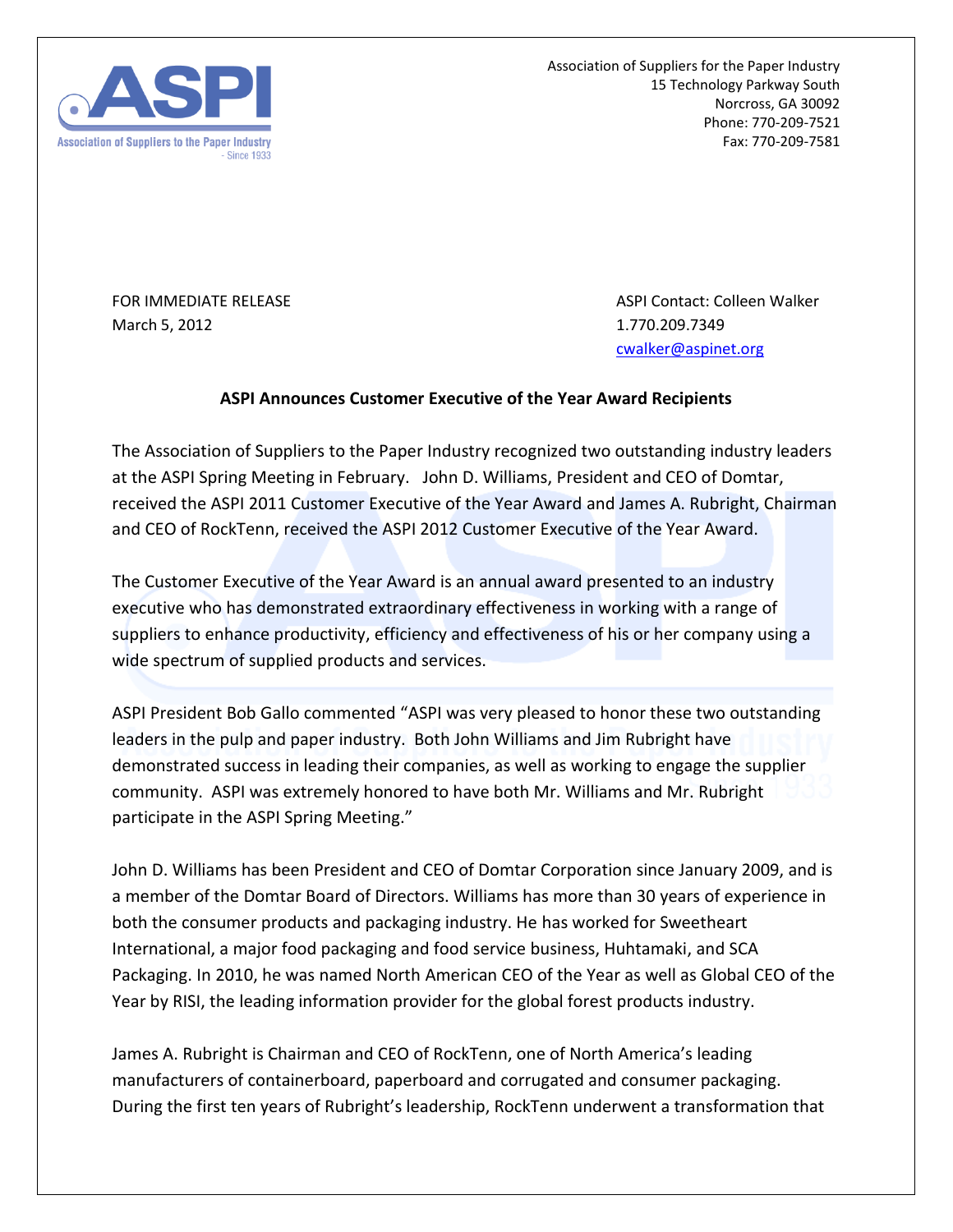Association of Suppliers for the Paper Industry
15 Technology Parkway South
Norcross, GA 30092
Phone: 770-209-7521
Fax: 770-209-7581

FOR IMMEDIATE RELEASE
March 5, 2012

ASPI Contact: Colleen Walker
1.770.209.7349
cwalker@aspinet.org

**ASPI Announces Customer Executive of the Year Award Recipients**

The Association of Suppliers to the Paper Industry recognized two outstanding industry leaders at the ASPI Spring Meeting in February. John D. Williams, President and CEO of Domtar, received the ASPI 2011 Customer Executive of the Year Award and James A. Rubright, Chairman and CEO of RockTenn, received the ASPI 2012 Customer Executive of the Year Award.

The Customer Executive of the Year Award is an annual award presented to an industry executive who has demonstrated extraordinary effectiveness in working with a range of suppliers to enhance productivity, efficiency and effectiveness of his or her company using a wide spectrum of supplied products and services.

ASPI President Bob Gallo commented "ASPI was very pleased to honor these two outstanding leaders in the pulp and paper industry. Both John Williams and Jim Rubright have demonstrated success in leading their companies, as well as working to engage the supplier community. ASPI was extremely honored to have both Mr. Williams and Mr. Rubright participate in the ASPI Spring Meeting."

John D. Williams has been President and CEO of Domtar Corporation since January 2009, and is a member of the Domtar Board of Directors. Williams has more than 30 years of experience in both the consumer products and packaging industry. He has worked for Sweetheart International, a major food packaging and food service business, Huhtamaki, and SCA Packaging. In 2010, he was named North American CEO of the Year as well as Global CEO of the Year by RISI, the leading information provider for the global forest products industry.

James A. Rubright is Chairman and CEO of RockTenn, one of North America's leading manufacturers of containerboard, paperboard and corrugated and consumer packaging. During the first ten years of Rubright's leadership, RockTenn underwent a transformation that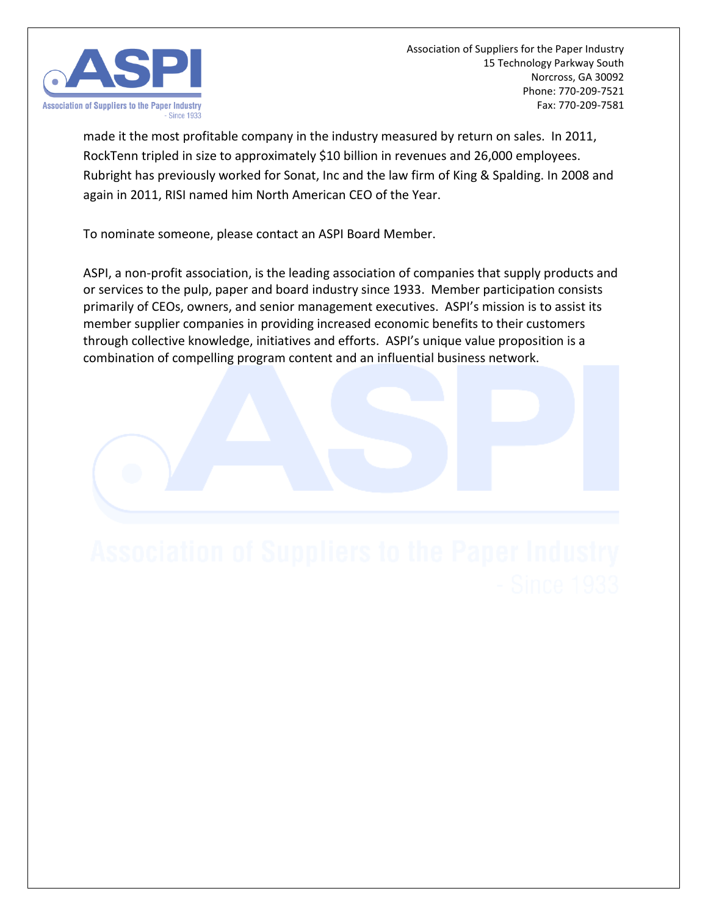made it the most profitable company in the industry measured by return on sales. In 2011, RockTenn tripled in size to approximately $10 billion in revenues and 26,000 employees. Rubright has previously worked for Sonat, Inc and the law firm of King & Spalding. In 2008 and again in 2011, RISI named him North American CEO of the Year.

To nominate someone, please contact an ASPI Board Member.

ASPI, a non-profit association, is the leading association of companies that supply products and or services to the pulp, paper and board industry since 1933. Member participation consists primarily of CEOs, owners, and senior management executives. ASPI's mission is to assist its member supplier companies in providing increased economic benefits to their customers through collective knowledge, initiatives and efforts. ASPI's unique value proposition is a combination of compelling program content and an influential business network.